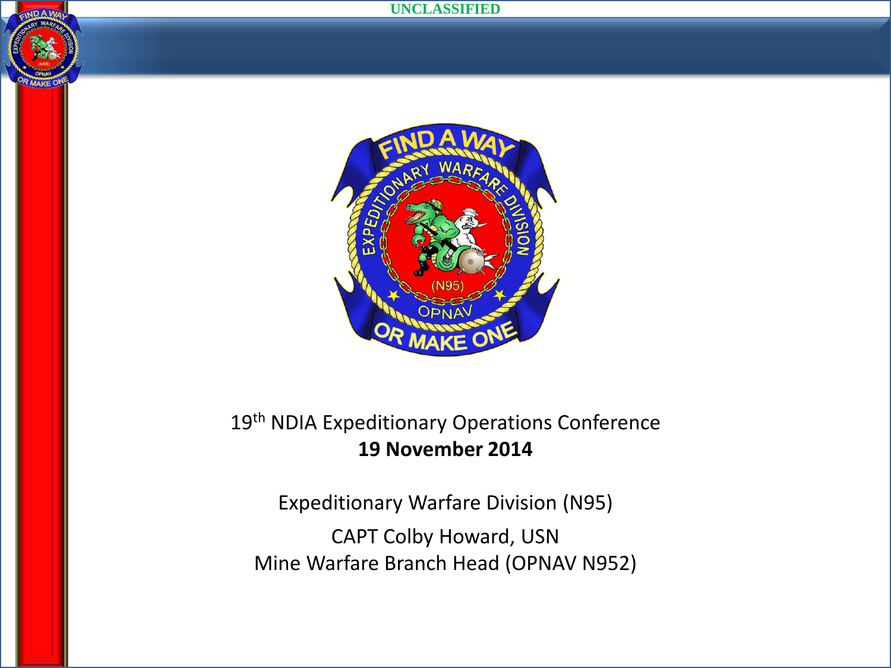UNCLASSIFIED

19th NDIA Expeditionary Operations Conference

**19 November 2014**

Expeditionary Warfare Division (N95)

CAPT Colby Howard, USN

Mine Warfare Branch Head (OPNAV N952)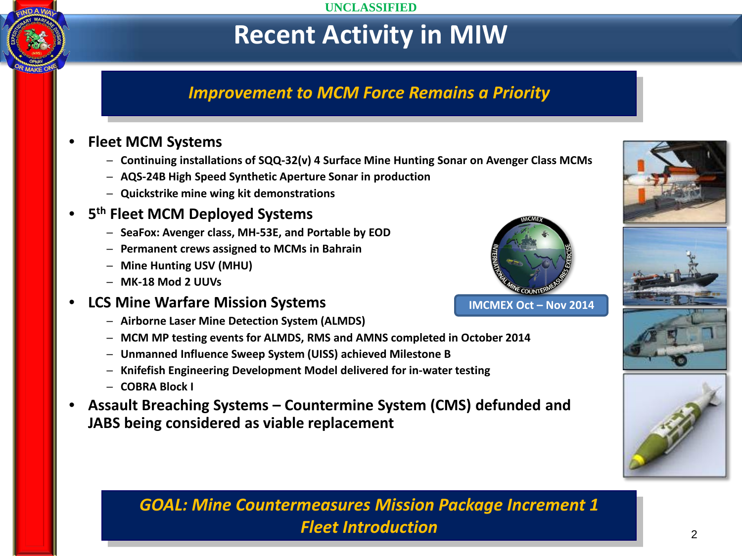# Recent Activity in MIW

***Improvement to MCM Force Remains a Priority***

- **Fleet MCM Systems**
  - **Continuing installations of SQQ-32(v) 4 Surface Mine Hunting Sonar on Avenger Class MCMs**
  - **AQS-24B High Speed Synthetic Aperture Sonar in production**
  - **Quickstrike mine wing kit demonstrations**
- **5th Fleet MCM Deployed Systems**
  - **SeaFox: Avenger class, MH-53E, and Portable by EOD**
  - **Permanent crews assigned to MCMs in Bahrain**
  - **Mine Hunting USV (MHU)**
  - **MK-18 Mod 2 UUVs**
- **LCS Mine Warfare Mission Systems**
  - **Airborne Laser Mine Detection System (ALMDS)**
  - **MCM MP testing events for ALMDS, RMS and AMNS completed in October 2014**
  - **Unmanned Influence Sweep System (UISS) achieved Milestone B**
  - **Knifefish Engineering Development Model delivered for in-water testing**
  - **COBRA Block I**
- **Assault Breaching Systems – Countermine System (CMS) defunded and JABS being considered as viable replacement**

**IMCMEX Oct – Nov 2014**

***GOAL: Mine Countermeasures Mission Package Increment 1 Fleet Introduction***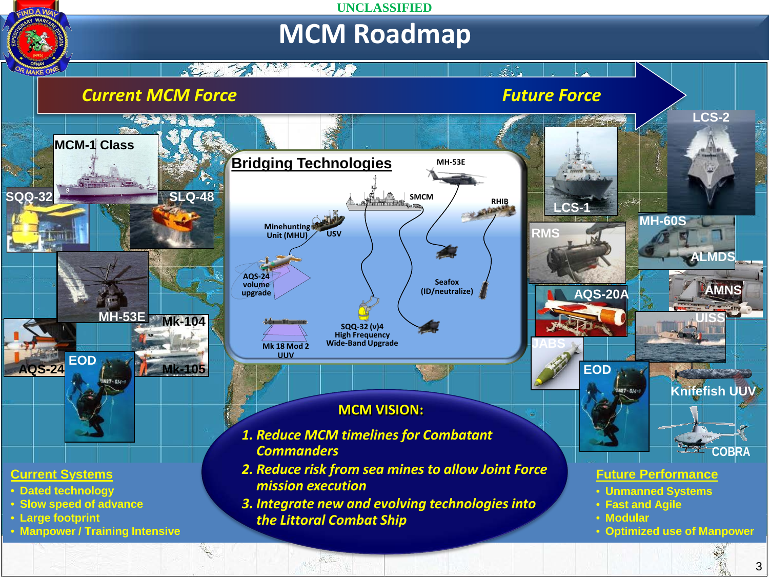UNCLASSIFIED

# MCM Roadmap

*Current MCM Force* → *Future Force*

MCM-1 Class

SQQ-32

SLQ-48

MH-53E

Mk-104

Mk-105

AQS-24

EOD

## Bridging Technologies

MH-53E

SMCM

RHIB

Minehunting Unit (MHU)

USV

AQS-24 volume upgrade

Seafox (ID/neutralize)

SQQ-32 (v)4 High Frequency Wide-Band Upgrade

Mk 18 Mod 2 UUV

LCS-1

LCS-2

RMS

MH-60S

ALMDS

AMNS

AQS-20A

UISS

JABS

EOD

Knifefish UUV

COBRA

## MCM VISION:

1. *Reduce MCM timelines for Combatant Commanders*
2. *Reduce risk from sea mines to allow Joint Force mission execution*
3. *Integrate new and evolving technologies into the Littoral Combat Ship*

**Current Systems**

- Dated technology
- Slow speed of advance
- Large footprint
- Manpower / Training Intensive

**Future Performance**

- Unmanned Systems
- Fast and Agile
- Modular
- Optimized use of Manpower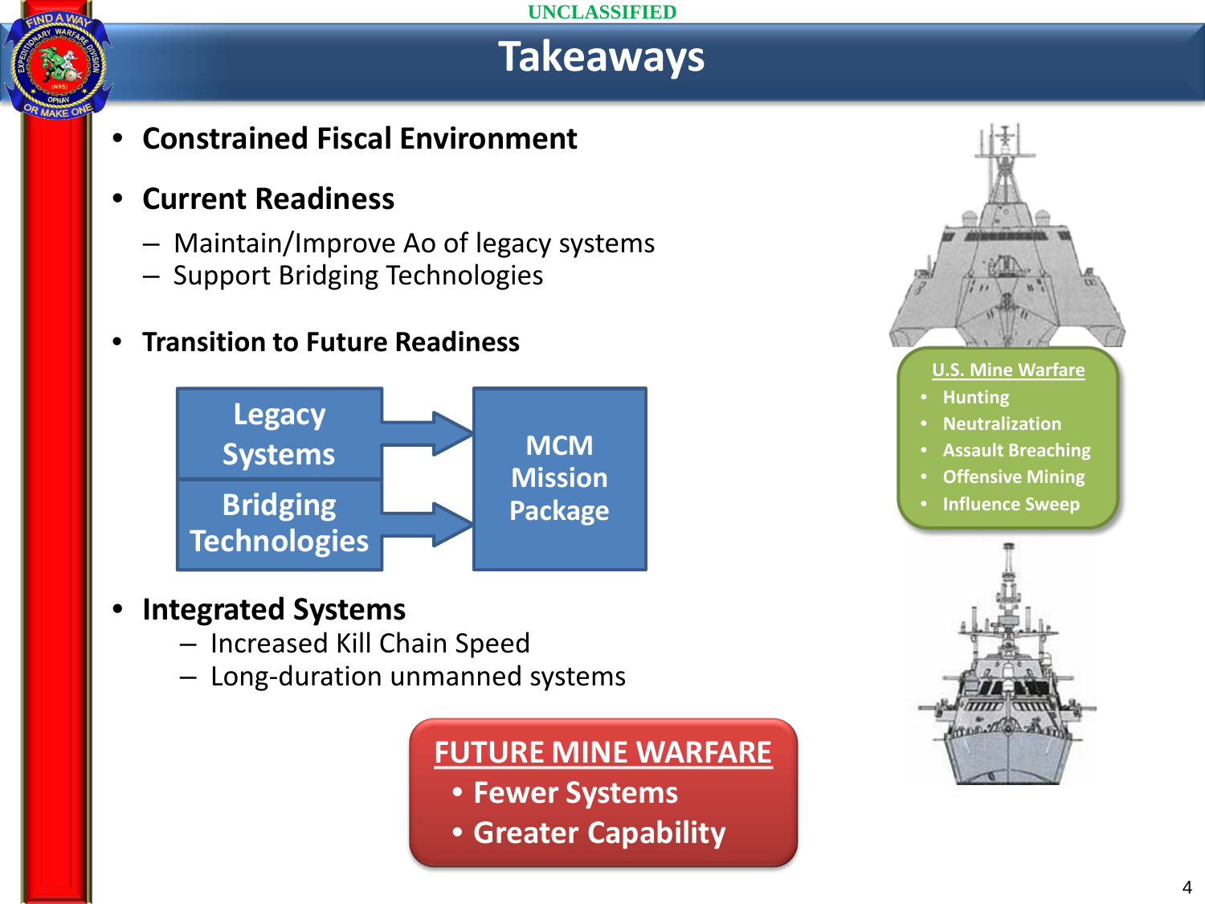UNCLASSIFIED

# Takeaways

- **Constrained Fiscal Environment**
- **Current Readiness**
  - Maintain/Improve Ao of legacy systems
  - Support Bridging Technologies
- **Transition to Future Readiness**

Legacy Systems → MCM Mission Package

Bridging Technologies → MCM Mission Package

- **Integrated Systems**
  - Increased Kill Chain Speed
  - Long-duration unmanned systems

**FUTURE MINE WARFARE**

- **Fewer Systems**
- **Greater Capability**

**U.S. Mine Warfare**

- Hunting
- Neutralization
- Assault Breaching
- Offensive Mining
- Influence Sweep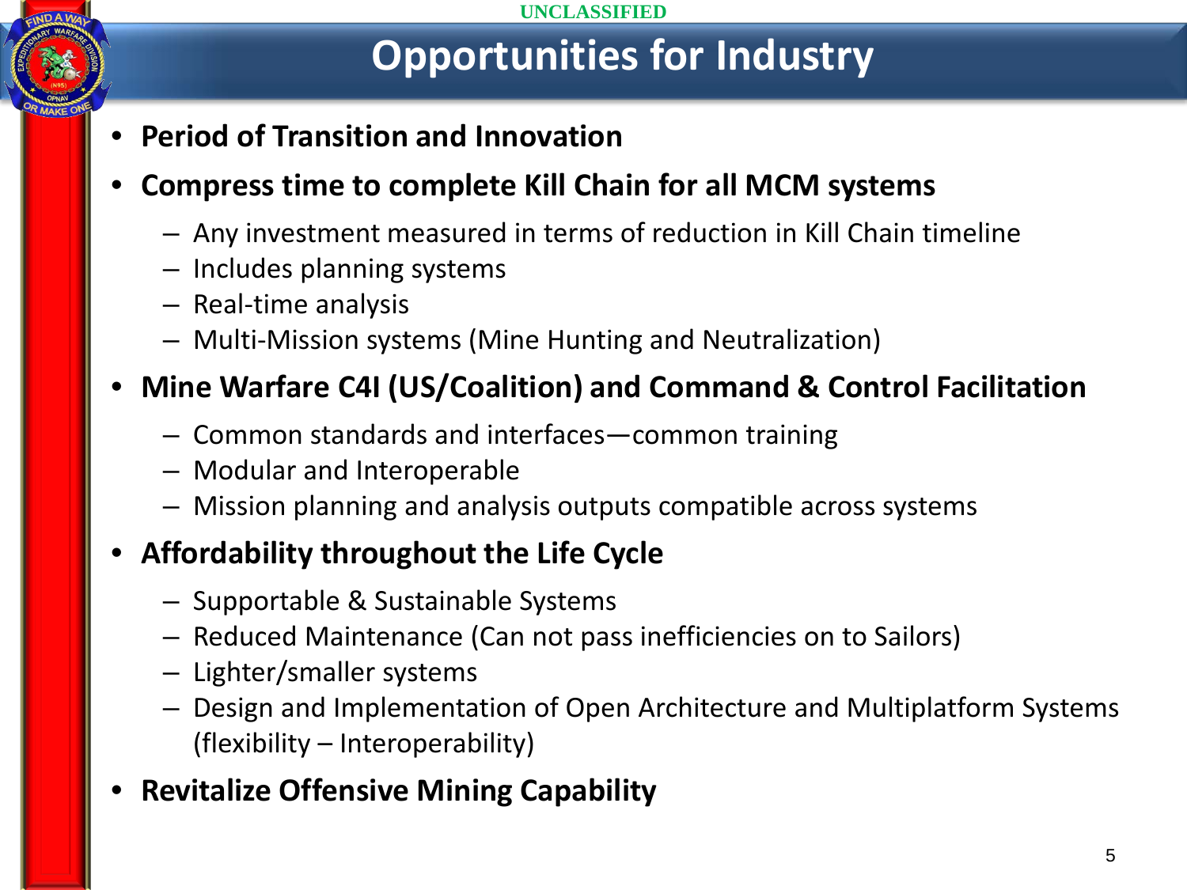UNCLASSIFIED

# Opportunities for Industry

- **Period of Transition and Innovation**
- **Compress time to complete Kill Chain for all MCM systems**
  - Any investment measured in terms of reduction in Kill Chain timeline
  - Includes planning systems
  - Real-time analysis
  - Multi-Mission systems (Mine Hunting and Neutralization)
- **Mine Warfare C4I (US/Coalition) and Command & Control Facilitation**
  - Common standards and interfaces—common training
  - Modular and Interoperable
  - Mission planning and analysis outputs compatible across systems
- **Affordability throughout the Life Cycle**
  - Supportable & Sustainable Systems
  - Reduced Maintenance (Can not pass inefficiencies on to Sailors)
  - Lighter/smaller systems
  - Design and Implementation of Open Architecture and Multiplatform Systems (flexibility – Interoperability)
- **Revitalize Offensive Mining Capability**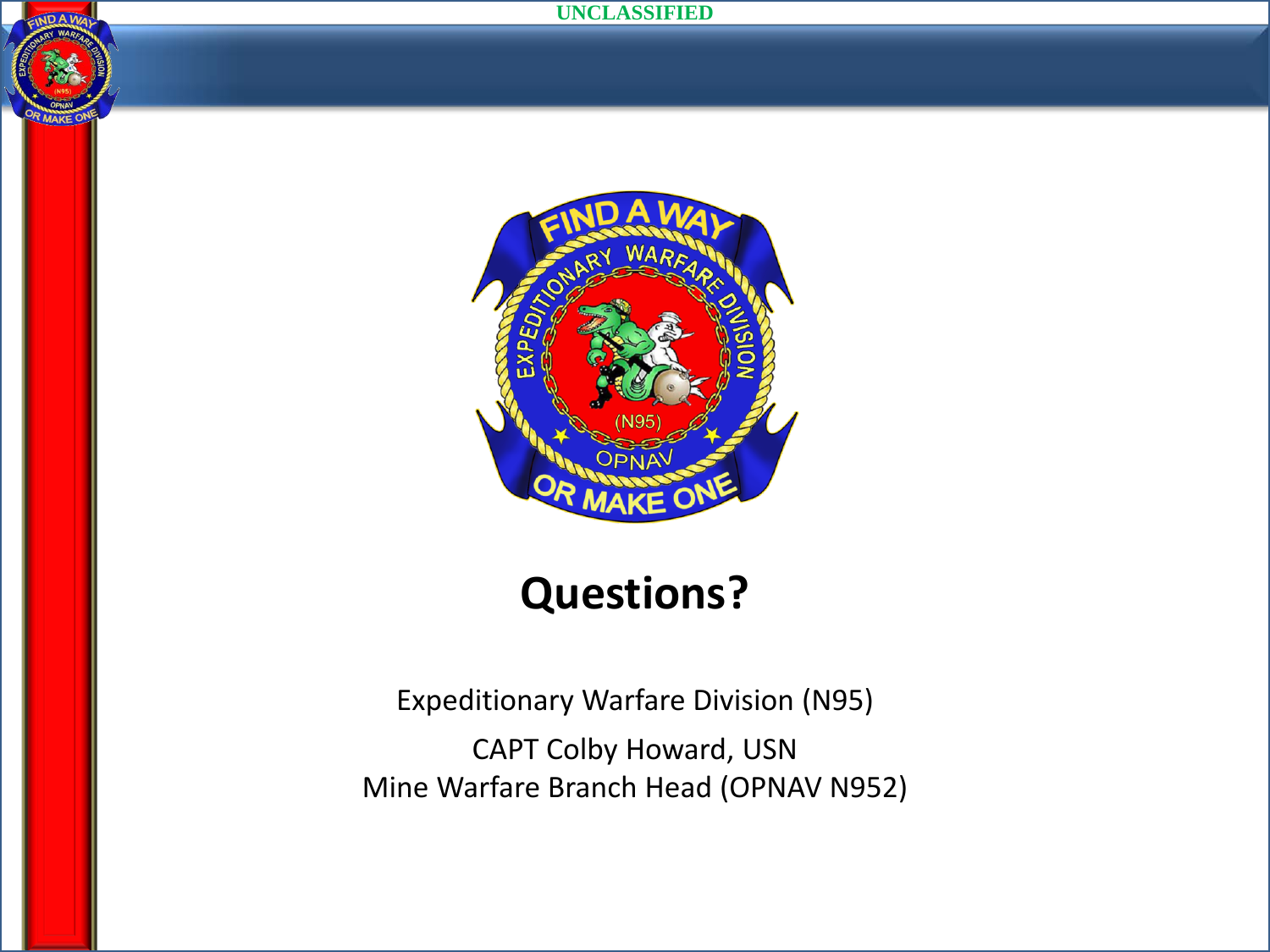UNCLASSIFIED

# Questions?

Expeditionary Warfare Division (N95)

CAPT Colby Howard, USN
Mine Warfare Branch Head (OPNAV N952)